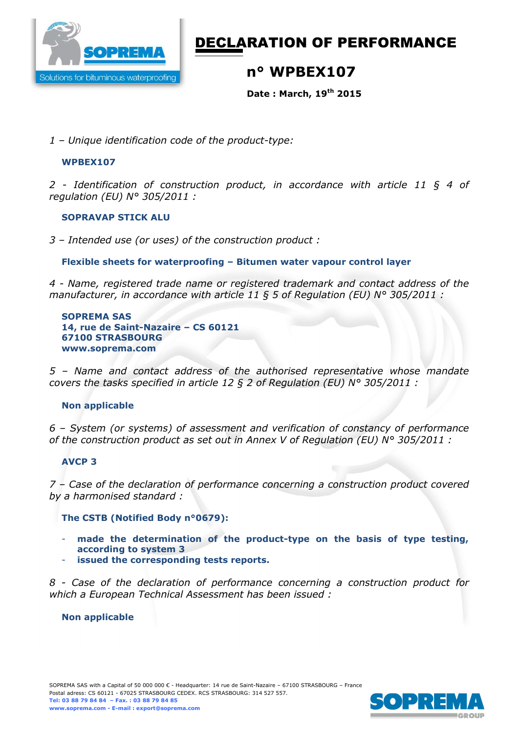# DECLARATION OF PERFORMANCE

## n° WPBEX107

**Date : March, 19th 2015**

*1 – Unique identification code of the product-type:*

**WPBEX107**

*2 - Identification of construction product, in accordance with article 11 § 4 of regulation (EU) N° 305/2011 :*

**SOPRAVAP STICK ALU**

*3 – Intended use (or uses) of the construction product :*

**Flexible sheets for waterproofing – Bitumen water vapour control layer**

*4 - Name, registered trade name or registered trademark and contact address of the manufacturer, in accordance with article 11 § 5 of Regulation (EU) N° 305/2011 :*

**SOPREMA SAS**
**14, rue de Saint-Nazaire – CS 60121**
**67100 STRASBOURG**
**www.soprema.com**

*5 – Name and contact address of the authorised representative whose mandate covers the tasks specified in article 12 § 2 of Regulation (EU) N° 305/2011 :*

**Non applicable**

*6 – System (or systems) of assessment and verification of constancy of performance of the construction product as set out in Annex V of Regulation (EU) N° 305/2011 :*

**AVCP 3**

*7 – Case of the declaration of performance concerning a construction product covered by a harmonised standard :*

**The CSTB (Notified Body n°0679):**

- **made the determination of the product-type on the basis of type testing, according to system 3**
- **issued the corresponding tests reports.**

*8 - Case of the declaration of performance concerning a construction product for which a European Technical Assessment has been issued :*

**Non applicable**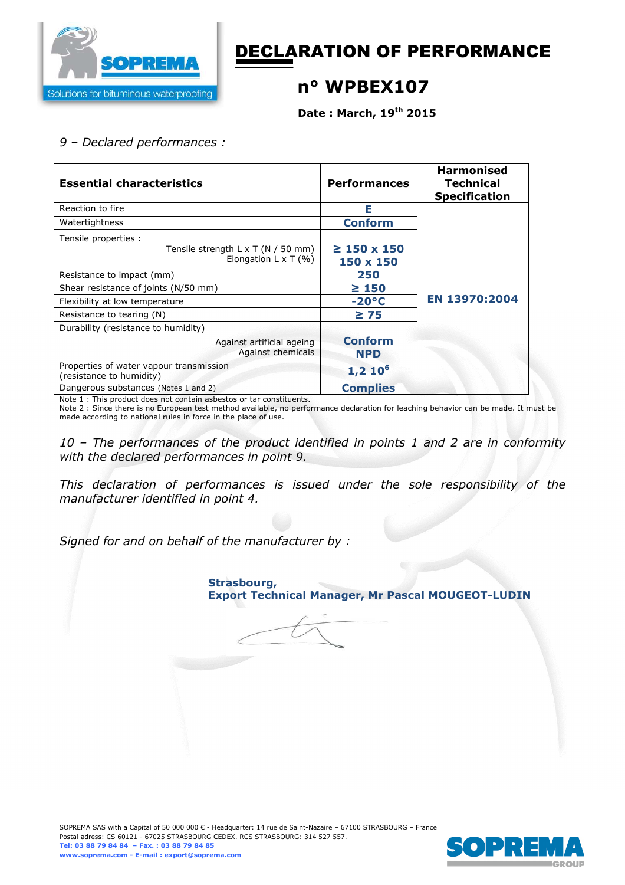# DECLARATION OF PERFORMANCE

## n° WPBEX107

**Date : March, 19th 2015**

*9 – Declared performances :*

| Essential characteristics | Performances | Harmonised Technical Specification |
|---|---|---|
| Reaction to fire | **E** | **EN 13970:2004** |
| Watertightness | **Conform** | |
| Tensile properties :<br>Tensile strength L x T (N / 50 mm)<br>Elongation L x T (%) | **≥ 150 x 150**<br>**150 x 150** | |
| Resistance to impact (mm) | **250** | |
| Shear resistance of joints (N/50 mm) | **≥ 150** | |
| Flexibility at low temperature | **-20°C** | |
| Resistance to tearing (N) | **≥ 75** | |
| Durability (resistance to humidity)<br>Against artificial ageing<br>Against chemicals | **Conform**<br>**NPD** | |
| Properties of water vapour transmission (resistance to humidity) | **1,2 $10^6$** | |
| Dangerous substances (Notes 1 and 2) | **Complies** | |

Note 1 : This product does not contain asbestos or tar constituents.
Note 2 : Since there is no European test method available, no performance declaration for leaching behavior can be made. It must be made according to national rules in force in the place of use.

*10 – The performances of the product identified in points 1 and 2 are in conformity with the declared performances in point 9.*

*This declaration of performances is issued under the sole responsibility of the manufacturer identified in point 4.*

*Signed for and on behalf of the manufacturer by :*

**Strasbourg,**
**Export Technical Manager, Mr Pascal MOUGEOT-LUDIN**

SOPREMA SAS with a Capital of 50 000 000 € - Headquarter: 14 rue de Saint-Nazaire – 67100 STRASBOURG – France
Postal adress: CS 60121 - 67025 STRASBOURG CEDEX. RCS STRASBOURG: 314 527 557.
**Tel: 03 88 79 84 84 – Fax. : 03 88 79 84 85**
**www.soprema.com - E-mail : export@soprema.com**